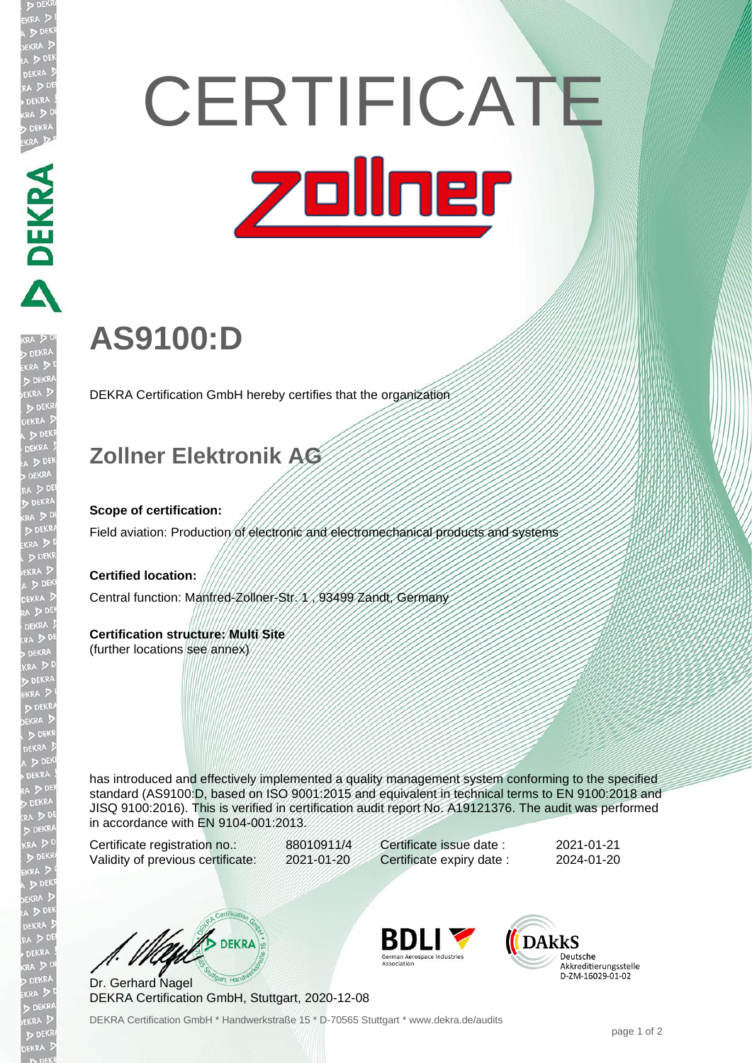# CERTIFICATE

zollner

## AS9100:D

DEKRA Certification GmbH hereby certifies that the organization

## Zollner Elektronik AG

**Scope of certification:**

Field aviation: Production of electronic and electromechanical products and systems

**Certified location:**

Central function: Manfred-Zollner-Str. 1 , 93499 Zandt, Germany

**Certification structure: Multi Site**
(further locations see annex)

has introduced and effectively implemented a quality management system conforming to the specified standard (AS9100:D, based on ISO 9001:2015 and equivalent in technical terms to EN 9100:2018 and JISQ 9100:2016). This is verified in certification audit report No. A19121376. The audit was performed in accordance with EN 9104-001:2013.

| | | | |
|---|---|---|---|
| Certificate registration no.: | 88010911/4 | Certificate issue date : | 2021-01-21 |
| Validity of previous certificate: | 2021-01-20 | Certificate expiry date : | 2024-01-20 |

Dr. Gerhard Nagel
DEKRA Certification GmbH, Stuttgart, 2020-12-08

BDLI German Aerospace Industries Association

DAkkS Deutsche Akkreditierungsstelle D-ZM-16029-01-02

DEKRA Certification GmbH * Handwerkstraße 15 * D-70565 Stuttgart * www.dekra.de/audits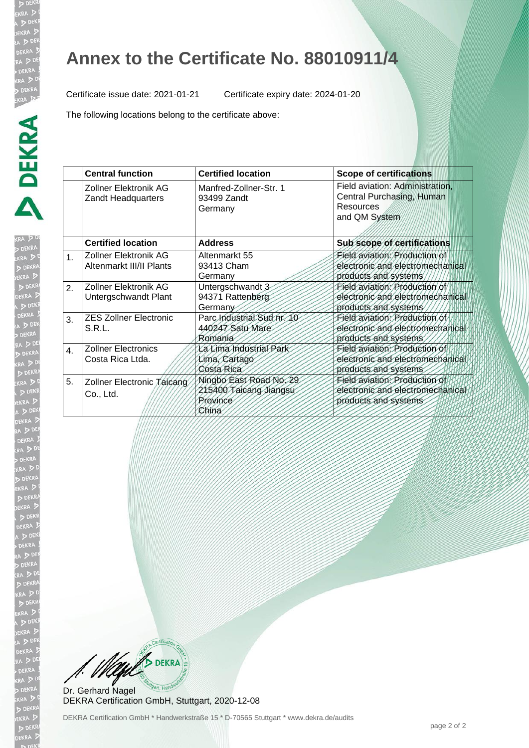# Annex to the Certificate No. 88010911/4

Certificate issue date: 2021-01-21 Certificate expiry date: 2024-01-20

The following locations belong to the certificate above:

| | Central function | Certified location | Scope of certifications |
|---|---|---|---|
| | Zollner Elektronik AG Zandt Headquarters | Manfred-Zollner-Str. 1 93499 Zandt Germany | Field aviation: Administration, Central Purchasing, Human Resources and QM System |
| | **Certified location** | **Address** | **Sub scope of certifications** |
| 1. | Zollner Elektronik AG Altenmarkt III/II Plants | Altenmarkt 55 93413 Cham Germany | Field aviation: Production of electronic and electromechanical products and systems |
| 2. | Zollner Elektronik AG Untergschwandt Plant | Untergschwandt 3 94371 Rattenberg Germany | Field aviation: Production of electronic and electromechanical products and systems |
| 3. | ZES Zollner Electronic S.R.L. | Parc Industrial Sud nr. 10 440247 Satu Mare Romania | Field aviation: Production of electronic and electromechanical products and systems |
| 4. | Zollner Electronics Costa Rica Ltda. | La Lima Industrial Park Lima, Cartago Costa Rica | Field aviation: Production of electronic and electromechanical products and systems |
| 5. | Zollner Electronic Taicang Co., Ltd. | Ningbo East Road No. 29 215400 Taicang Jiangsu Province China | Field aviation: Production of electronic and electromechanical products and systems |

Dr. Gerhard Nagel
DEKRA Certification GmbH, Stuttgart, 2020-12-08

DEKRA Certification GmbH * Handwerkstraße 15 * D-70565 Stuttgart * www.dekra.de/audits